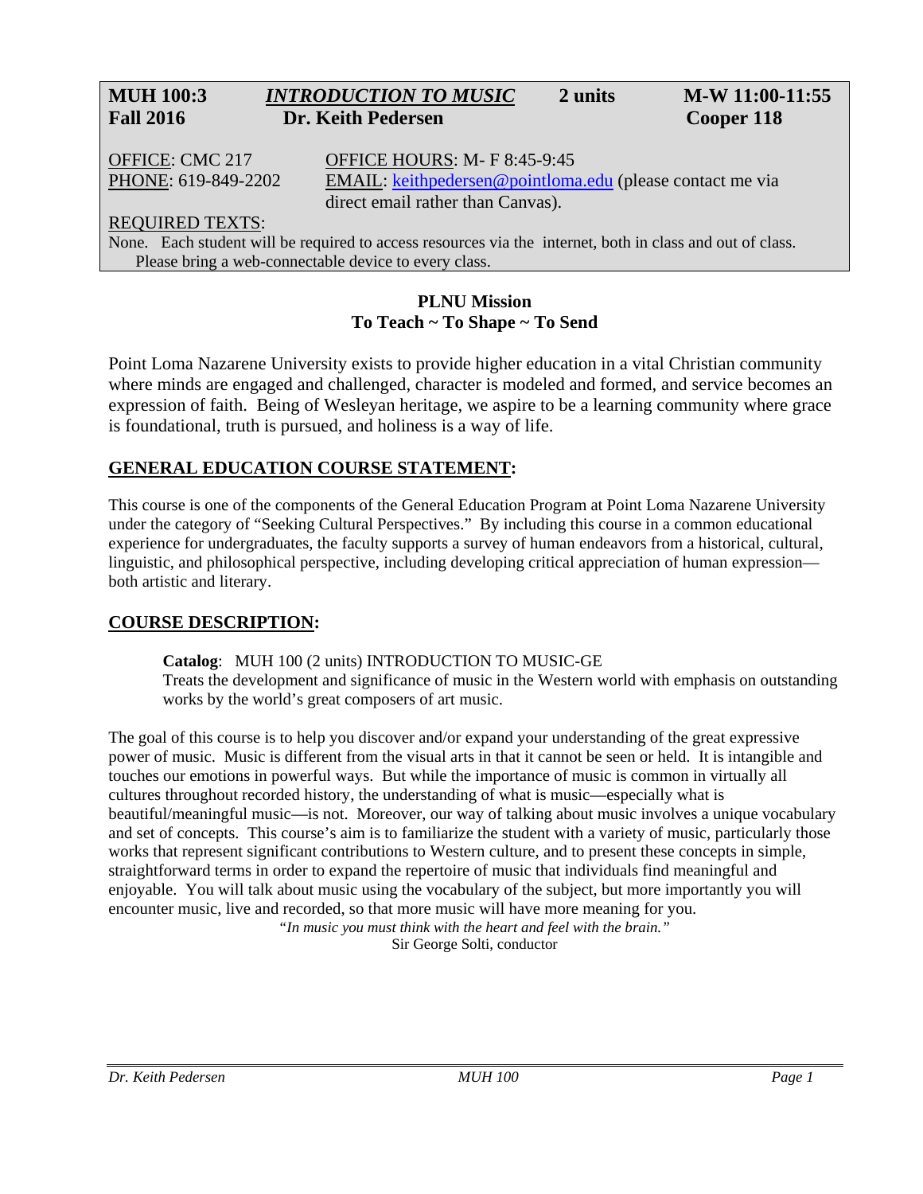**MUH 100:3** | ***INTRODUCTION TO MUSIC*** | **2 units** | **M-W 11:00-11:55**
**Fall 2016** | **Dr. Keith Pedersen** | **Cooper 118**

OFFICE: CMC 217
PHONE: 619-849-2202

OFFICE HOURS: M- F 8:45-9:45
EMAIL: keithpedersen@pointloma.edu (please contact me via direct email rather than Canvas).

REQUIRED TEXTS:
None. Each student will be required to access resources via the internet, both in class and out of class. Please bring a web-connectable device to every class.

**PLNU Mission**
**To Teach ~ To Shape ~ To Send**

Point Loma Nazarene University exists to provide higher education in a vital Christian community where minds are engaged and challenged, character is modeled and formed, and service becomes an expression of faith. Being of Wesleyan heritage, we aspire to be a learning community where grace is foundational, truth is pursued, and holiness is a way of life.

## GENERAL EDUCATION COURSE STATEMENT:

This course is one of the components of the General Education Program at Point Loma Nazarene University under the category of "Seeking Cultural Perspectives." By including this course in a common educational experience for undergraduates, the faculty supports a survey of human endeavors from a historical, cultural, linguistic, and philosophical perspective, including developing critical appreciation of human expression—both artistic and literary.

## COURSE DESCRIPTION:

**Catalog**: MUH 100 (2 units) INTRODUCTION TO MUSIC-GE
Treats the development and significance of music in the Western world with emphasis on outstanding works by the world's great composers of art music.

The goal of this course is to help you discover and/or expand your understanding of the great expressive power of music. Music is different from the visual arts in that it cannot be seen or held. It is intangible and touches our emotions in powerful ways. But while the importance of music is common in virtually all cultures throughout recorded history, the understanding of what is music—especially what is beautiful/meaningful music—is not. Moreover, our way of talking about music involves a unique vocabulary and set of concepts. This course's aim is to familiarize the student with a variety of music, particularly those works that represent significant contributions to Western culture, and to present these concepts in simple, straightforward terms in order to expand the repertoire of music that individuals find meaningful and enjoyable. You will talk about music using the vocabulary of the subject, but more importantly you will encounter music, live and recorded, so that more music will have more meaning for you.

*"In music you must think with the heart and feel with the brain."*
Sir George Solti, conductor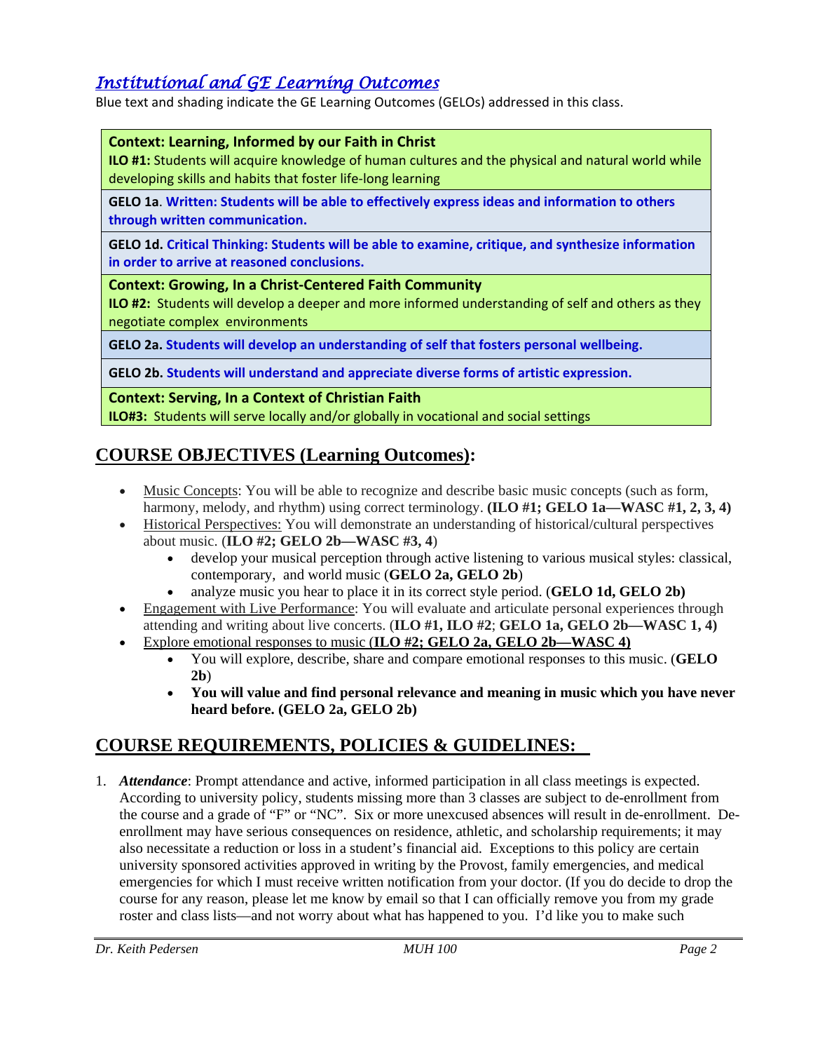## *Institutional and GE Learning Outcomes*

Blue text and shading indicate the GE Learning Outcomes (GELOs) addressed in this class.

| **Context: Learning, Informed by our Faith in Christ** <br> **ILO #1:** Students will acquire knowledge of human cultures and the physical and natural world while developing skills and habits that foster life-long learning |
|---|
| **GELO 1a**. **Written: Students will be able to effectively express ideas and information to others through written communication.** |
| **GELO 1d. Critical Thinking: Students will be able to examine, critique, and synthesize information in order to arrive at reasoned conclusions.** |
| **Context: Growing, In a Christ-Centered Faith Community** <br> **ILO #2:** Students will develop a deeper and more informed understanding of self and others as they negotiate complex environments |
| **GELO 2a. Students will develop an understanding of self that fosters personal wellbeing.** |
| **GELO 2b. Students will understand and appreciate diverse forms of artistic expression.** |
| **Context: Serving, In a Context of Christian Faith** <br> **ILO#3:** Students will serve locally and/or globally in vocational and social settings |

## COURSE OBJECTIVES (Learning Outcomes):

- Music Concepts: You will be able to recognize and describe basic music concepts (such as form, harmony, melody, and rhythm) using correct terminology. **(ILO #1; GELO 1a—WASC #1, 2, 3, 4)**
- Historical Perspectives: You will demonstrate an understanding of historical/cultural perspectives about music. (**ILO #2; GELO 2b—WASC #3, 4**)
  - develop your musical perception through active listening to various musical styles: classical, contemporary, and world music (**GELO 2a, GELO 2b**)
  - analyze music you hear to place it in its correct style period. (**GELO 1d, GELO 2b)**
- Engagement with Live Performance: You will evaluate and articulate personal experiences through attending and writing about live concerts. (**ILO #1, ILO #2**; **GELO 1a, GELO 2b—WASC 1, 4)**
- Explore emotional responses to music (**ILO #2; GELO 2a, GELO 2b—WASC 4)**
  - You will explore, describe, share and compare emotional responses to this music. (**GELO 2b**)
  - **You will value and find personal relevance and meaning in music which you have never heard before. (GELO 2a, GELO 2b)**

## COURSE REQUIREMENTS, POLICIES & GUIDELINES:

1. ***Attendance***: Prompt attendance and active, informed participation in all class meetings is expected. According to university policy, students missing more than 3 classes are subject to de-enrollment from the course and a grade of "F" or "NC". Six or more unexcused absences will result in de-enrollment. De-enrollment may have serious consequences on residence, athletic, and scholarship requirements; it may also necessitate a reduction or loss in a student's financial aid. Exceptions to this policy are certain university sponsored activities approved in writing by the Provost, family emergencies, and medical emergencies for which I must receive written notification from your doctor. (If you do decide to drop the course for any reason, please let me know by email so that I can officially remove you from my grade roster and class lists—and not worry about what has happened to you. I'd like you to make such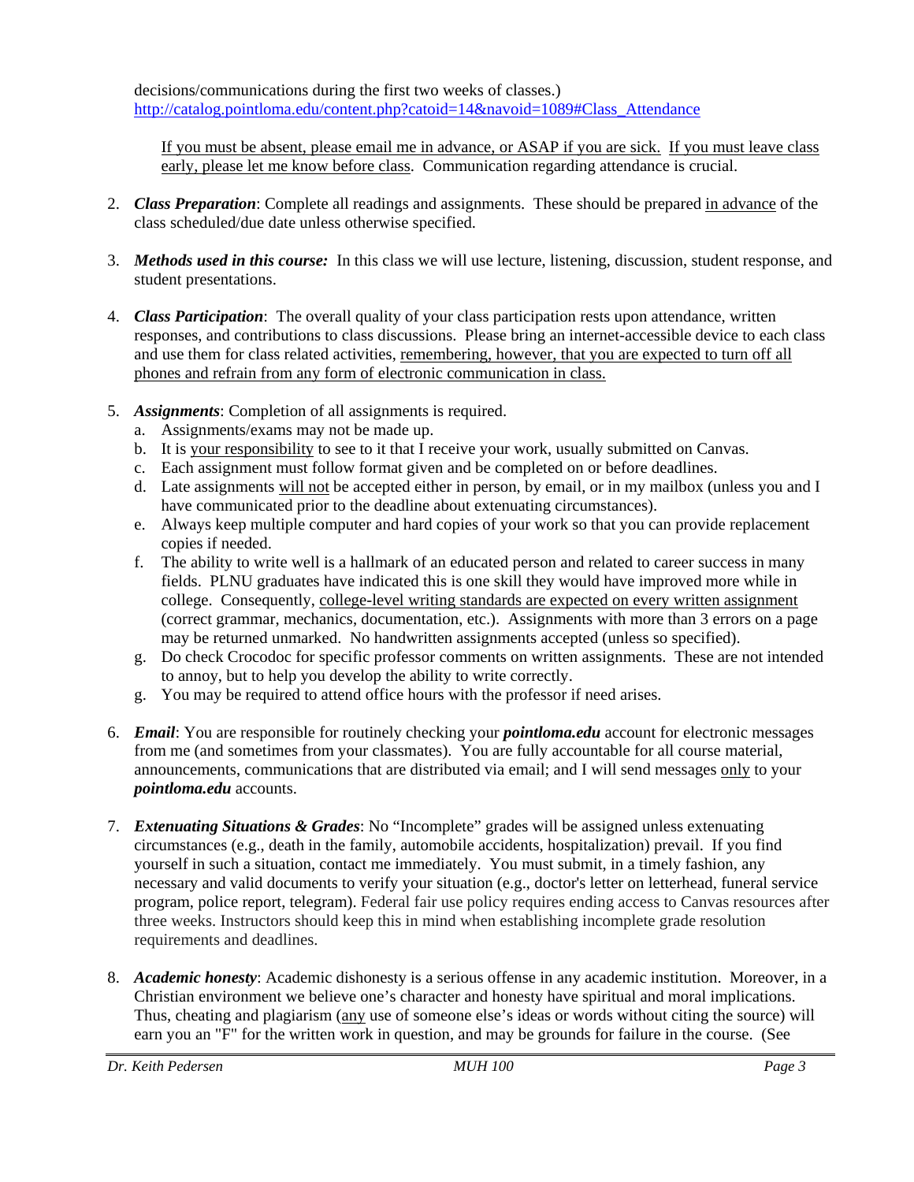decisions/communications during the first two weeks of classes.) http://catalog.pointloma.edu/content.php?catoid=14&navoid=1089#Class_Attendance

If you must be absent, please email me in advance, or ASAP if you are sick. If you must leave class early, please let me know before class. Communication regarding attendance is crucial.

2. ***Class Preparation***: Complete all readings and assignments. These should be prepared in advance of the class scheduled/due date unless otherwise specified.

3. ***Methods used in this course:*** In this class we will use lecture, listening, discussion, student response, and student presentations.

4. ***Class Participation***: The overall quality of your class participation rests upon attendance, written responses, and contributions to class discussions. Please bring an internet-accessible device to each class and use them for class related activities, remembering, however, that you are expected to turn off all phones and refrain from any form of electronic communication in class.

5. ***Assignments***: Completion of all assignments is required.
   a. Assignments/exams may not be made up.
   b. It is your responsibility to see to it that I receive your work, usually submitted on Canvas.
   c. Each assignment must follow format given and be completed on or before deadlines.
   d. Late assignments will not be accepted either in person, by email, or in my mailbox (unless you and I have communicated prior to the deadline about extenuating circumstances).
   e. Always keep multiple computer and hard copies of your work so that you can provide replacement copies if needed.
   f. The ability to write well is a hallmark of an educated person and related to career success in many fields. PLNU graduates have indicated this is one skill they would have improved more while in college. Consequently, college-level writing standards are expected on every written assignment (correct grammar, mechanics, documentation, etc.). Assignments with more than 3 errors on a page may be returned unmarked. No handwritten assignments accepted (unless so specified).
   g. Do check Crocodoc for specific professor comments on written assignments. These are not intended to annoy, but to help you develop the ability to write correctly.
   g. You may be required to attend office hours with the professor if need arises.

6. ***Email***: You are responsible for routinely checking your ***pointloma.edu*** account for electronic messages from me (and sometimes from your classmates). You are fully accountable for all course material, announcements, communications that are distributed via email; and I will send messages only to your ***pointloma.edu*** accounts.

7. ***Extenuating Situations & Grades***: No "Incomplete" grades will be assigned unless extenuating circumstances (e.g., death in the family, automobile accidents, hospitalization) prevail. If you find yourself in such a situation, contact me immediately. You must submit, in a timely fashion, any necessary and valid documents to verify your situation (e.g., doctor's letter on letterhead, funeral service program, police report, telegram). Federal fair use policy requires ending access to Canvas resources after three weeks. Instructors should keep this in mind when establishing incomplete grade resolution requirements and deadlines.

8. ***Academic honesty***: Academic dishonesty is a serious offense in any academic institution. Moreover, in a Christian environment we believe one's character and honesty have spiritual and moral implications. Thus, cheating and plagiarism (any use of someone else's ideas or words without citing the source) will earn you an "F" for the written work in question, and may be grounds for failure in the course. (See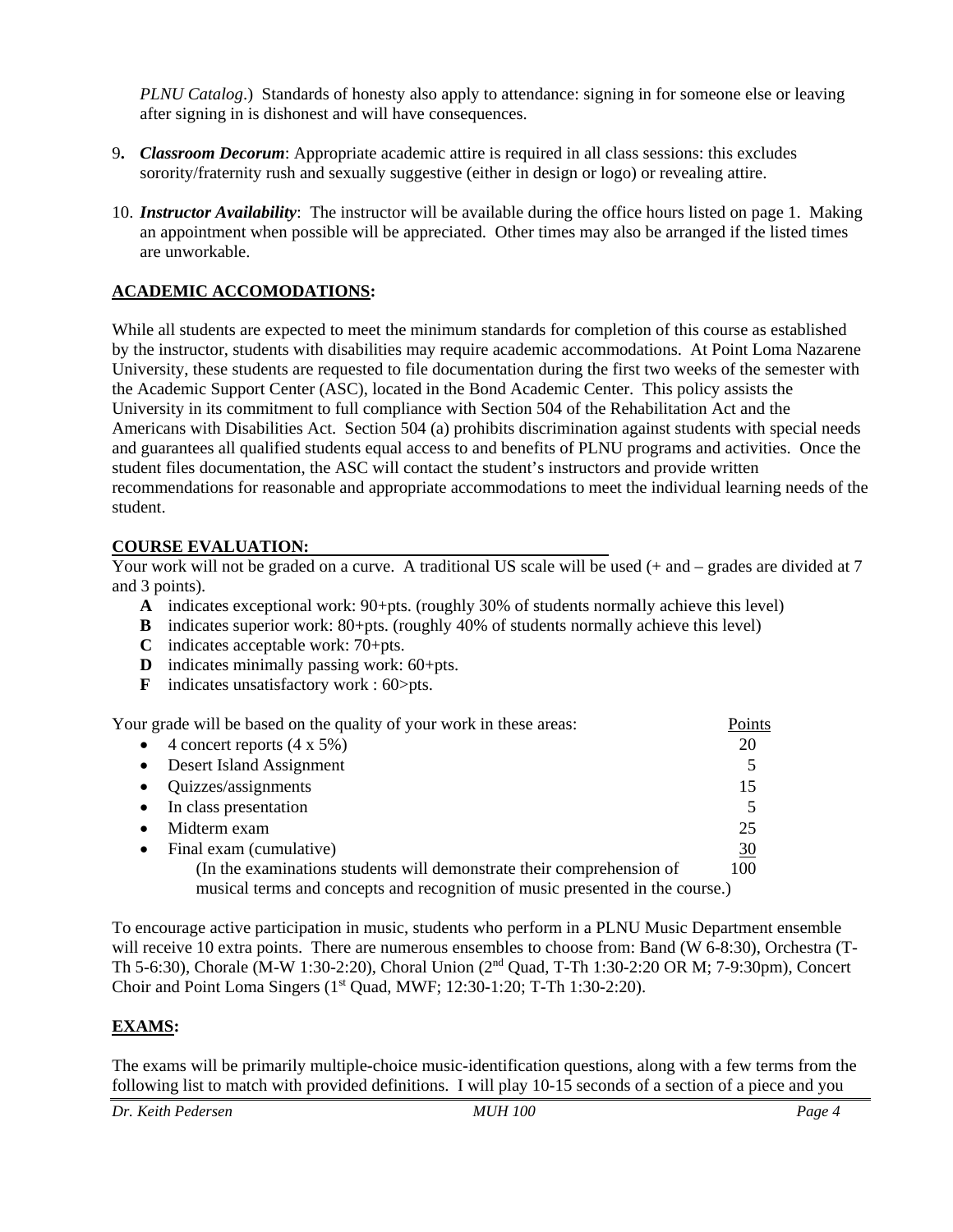*PLNU Catalog*.) Standards of honesty also apply to attendance: signing in for someone else or leaving after signing in is dishonest and will have consequences.

9. ***Classroom Decorum***: Appropriate academic attire is required in all class sessions: this excludes sorority/fraternity rush and sexually suggestive (either in design or logo) or revealing attire.

10. ***Instructor Availability***: The instructor will be available during the office hours listed on page 1. Making an appointment when possible will be appreciated. Other times may also be arranged if the listed times are unworkable.

## ACADEMIC ACCOMODATIONS:

While all students are expected to meet the minimum standards for completion of this course as established by the instructor, students with disabilities may require academic accommodations. At Point Loma Nazarene University, these students are requested to file documentation during the first two weeks of the semester with the Academic Support Center (ASC), located in the Bond Academic Center. This policy assists the University in its commitment to full compliance with Section 504 of the Rehabilitation Act and the Americans with Disabilities Act. Section 504 (a) prohibits discrimination against students with special needs and guarantees all qualified students equal access to and benefits of PLNU programs and activities. Once the student files documentation, the ASC will contact the student's instructors and provide written recommendations for reasonable and appropriate accommodations to meet the individual learning needs of the student.

## COURSE EVALUATION:

Your work will not be graded on a curve. A traditional US scale will be used (+ and – grades are divided at 7 and 3 points).

- **A** indicates exceptional work: 90+pts. (roughly 30% of students normally achieve this level)
- **B** indicates superior work: 80+pts. (roughly 40% of students normally achieve this level)
- **C** indicates acceptable work: 70+pts.
- **D** indicates minimally passing work: 60+pts.
- **F** indicates unsatisfactory work : 60>pts.

| Your grade will be based on the quality of your work in these areas: | Points |
|---|---|
| • 4 concert reports (4 x 5%) | 20 |
| • Desert Island Assignment | 5 |
| • Quizzes/assignments | 15 |
| • In class presentation | 5 |
| • Midterm exam | 25 |
| • Final exam (cumulative) | 30 |
| (In the examinations students will demonstrate their comprehension of musical terms and concepts and recognition of music presented in the course.) | 100 |

To encourage active participation in music, students who perform in a PLNU Music Department ensemble will receive 10 extra points. There are numerous ensembles to choose from: Band (W 6-8:30), Orchestra (T-Th 5-6:30), Chorale (M-W 1:30-2:20), Choral Union (2nd Quad, T-Th 1:30-2:20 OR M; 7-9:30pm), Concert Choir and Point Loma Singers (1st Quad, MWF; 12:30-1:20; T-Th 1:30-2:20).

## EXAMS:

The exams will be primarily multiple-choice music-identification questions, along with a few terms from the following list to match with provided definitions. I will play 10-15 seconds of a section of a piece and you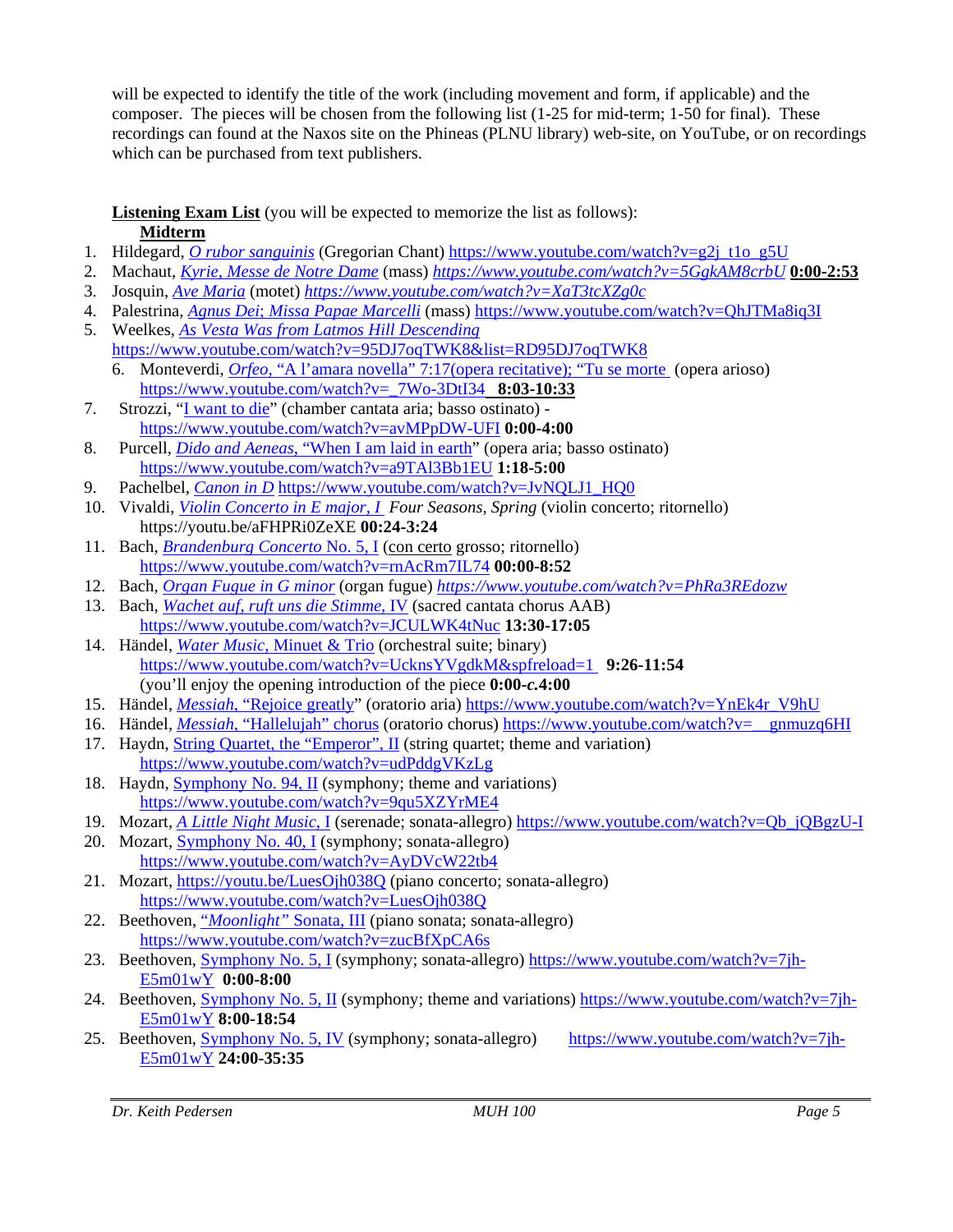will be expected to identify the title of the work (including movement and form, if applicable) and the composer. The pieces will be chosen from the following list (1-25 for mid-term; 1-50 for final). These recordings can found at the Naxos site on the Phineas (PLNU library) web-site, on YouTube, or on recordings which can be purchased from text publishers.

**Listening Exam List** (you will be expected to memorize the list as follows):

**Midterm**

1. Hildegard, *O rubor sanguinis* (Gregorian Chant) https://www.youtube.com/watch?v=g2j_t1o_g5U
2. Machaut, *Kyrie, Messe de Notre Dame* (mass) *https://www.youtube.com/watch?v=5GgkAM8crbU* **0:00-2:53**
3. Josquin, *Ave Maria* (motet) *https://www.youtube.com/watch?v=XaT3tcXZg0c*
4. Palestrina, *Agnus Dei; Missa Papae Marcelli* (mass) https://www.youtube.com/watch?v=QhJTMa8iq3I
5. Weelkes, *As Vesta Was from Latmos Hill Descending* https://www.youtube.com/watch?v=95DJ7oqTWK8&list=RD95DJ7oqTWK8
6. Monteverdi, *Orfeo*, "A l'amara novella" 7:17(opera recitative); "Tu se morte (opera arioso) https://www.youtube.com/watch?v=_7Wo-3DtI34 **8:03-10:33**
7. Strozzi, "I want to die" (chamber cantata aria; basso ostinato) - https://www.youtube.com/watch?v=avMPpDW-UFI **0:00-4:00**
8. Purcell, *Dido and Aeneas*, "When I am laid in earth" (opera aria; basso ostinato) https://www.youtube.com/watch?v=a9TAl3Bb1EU **1:18-5:00**
9. Pachelbel, *Canon in D* https://www.youtube.com/watch?v=JvNQLJ1_HQ0
10. Vivaldi, *Violin Concerto in E major, I* *Four Seasons, Spring* (violin concerto; ritornello) https://youtu.be/aFHPRi0ZeXE **00:24-3:24**
11. Bach, *Brandenburg Concerto* No. 5, I (con certo grosso; ritornello) https://www.youtube.com/watch?v=rnAcRm7IL74 **00:00-8:52**
12. Bach, *Organ Fugue in G minor* (organ fugue) *https://www.youtube.com/watch?v=PhRa3REdozw*
13. Bach, *Wachet auf, ruft uns die Stimme*, IV (sacred cantata chorus AAB) https://www.youtube.com/watch?v=JCULWK4tNuc **13:30-17:05**
14. Händel, *Water Music*, Minuet & Trio (orchestral suite; binary) https://www.youtube.com/watch?v=UcknsYVgdkM&spfreload=1 **9:26-11:54** (you'll enjoy the opening introduction of the piece **0:00-*c*.4:00**
15. Händel, *Messiah*, "Rejoice greatly" (oratorio aria) https://www.youtube.com/watch?v=YnEk4r_V9hU
16. Händel, *Messiah*, "Hallelujah" chorus (oratorio chorus) https://www.youtube.com/watch?v=__gnmuzq6HI
17. Haydn, String Quartet, the "Emperor", II (string quartet; theme and variation) https://www.youtube.com/watch?v=udPddgVKzLg
18. Haydn, Symphony No. 94, II (symphony; theme and variations) https://www.youtube.com/watch?v=9qu5XZYrME4
19. Mozart, *A Little Night Music*, I (serenade; sonata-allegro) https://www.youtube.com/watch?v=Qb_jQBgzU-I
20. Mozart, Symphony No. 40, I (symphony; sonata-allegro) https://www.youtube.com/watch?v=AyDVcW22tb4
21. Mozart, https://youtu.be/LuesOjh038Q (piano concerto; sonata-allegro) https://www.youtube.com/watch?v=LuesOjh038Q
22. Beethoven, *"Moonlight"* Sonata, III (piano sonata; sonata-allegro) https://www.youtube.com/watch?v=zucBfXpCA6s
23. Beethoven, Symphony No. 5, I (symphony; sonata-allegro) https://www.youtube.com/watch?v=7jh-E5m01wY **0:00-8:00**
24. Beethoven, Symphony No. 5, II (symphony; theme and variations) https://www.youtube.com/watch?v=7jh-E5m01wY **8:00-18:54**
25. Beethoven, Symphony No. 5, IV (symphony; sonata-allegro) https://www.youtube.com/watch?v=7jh-E5m01wY **24:00-35:35**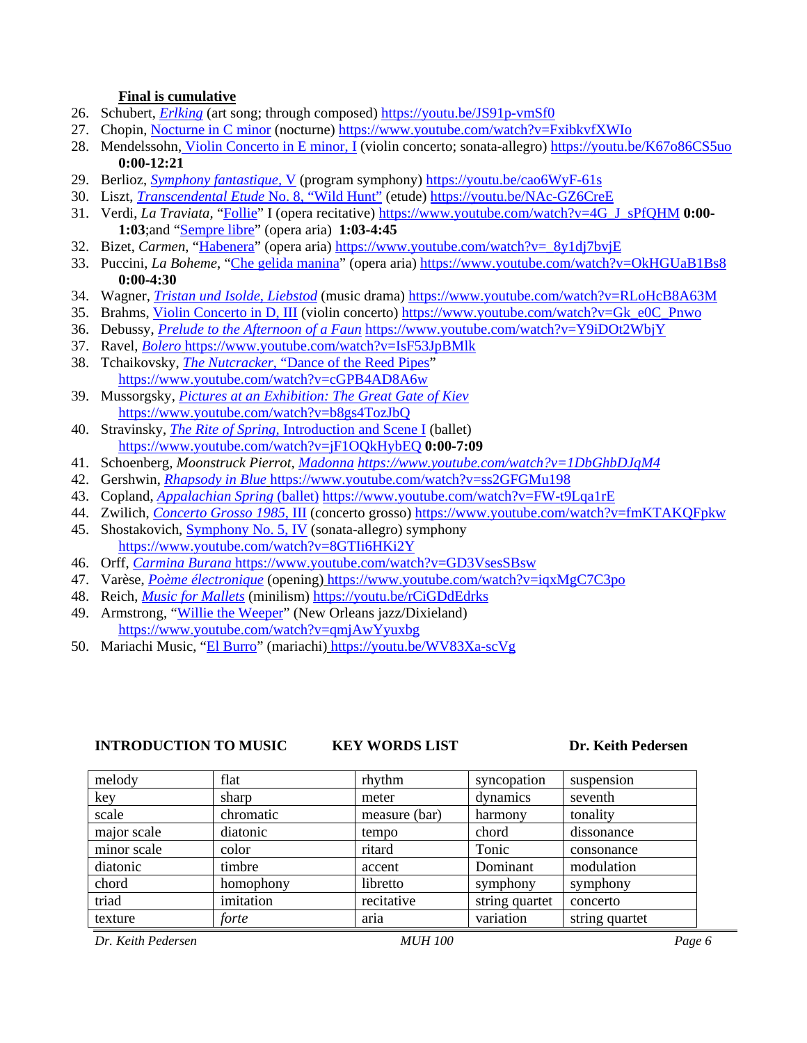**Final is cumulative**

26. Schubert, *Erlking* (art song; through composed) https://youtu.be/JS91p-vmSf0
27. Chopin, Nocturne in C minor (nocturne) https://www.youtube.com/watch?v=FxibkvfXWIo
28. Mendelssohn, Violin Concerto in E minor, I (violin concerto; sonata-allegro) https://youtu.be/K67o86CS5uo **0:00-12:21**
29. Berlioz, *Symphony fantastique*, V (program symphony) https://youtu.be/cao6WyF-61s
30. Liszt, *Transcendental Etude* No. 8, "Wild Hunt" (etude) https://youtu.be/NAc-GZ6CreE
31. Verdi, *La Traviata*, "Follie" I (opera recitative) https://www.youtube.com/watch?v=4G_J_sPfQHM **0:00-1:03**;and "Sempre libre" (opera aria) **1:03-4:45**
32. Bizet, *Carmen*, "Habenera" (opera aria) https://www.youtube.com/watch?v=_8y1dj7bvjE
33. Puccini, *La Boheme*, "Che gelida manina" (opera aria) https://www.youtube.com/watch?v=OkHGUaB1Bs8 **0:00-4:30**
34. Wagner, *Tristan und Isolde, Liebstod* (music drama) https://www.youtube.com/watch?v=RLoHcB8A63M
35. Brahms, Violin Concerto in D, III (violin concerto) https://www.youtube.com/watch?v=Gk_e0C_Pnwo
36. Debussy, *Prelude to the Afternoon of a Faun* https://www.youtube.com/watch?v=Y9iDOt2WbjY
37. Ravel, *Bolero* https://www.youtube.com/watch?v=IsF53JpBMlk
38. Tchaikovsky, *The Nutcracker*, "Dance of the Reed Pipes" https://www.youtube.com/watch?v=cGPB4AD8A6w
39. Mussorgsky, *Pictures at an Exhibition: The Great Gate of Kiev* https://www.youtube.com/watch?v=b8gs4TozJbQ
40. Stravinsky, *The Rite of Spring*, Introduction and Scene I (ballet) https://www.youtube.com/watch?v=jF1OQkHybEQ **0:00-7:09**
41. Schoenberg, *Moonstruck Pierrot*, *Madonna* *https://www.youtube.com/watch?v=1DbGhbDJqM4*
42. Gershwin, *Rhapsody in Blue* https://www.youtube.com/watch?v=ss2GFGMu198
43. Copland, *Appalachian Spring* (ballet) https://www.youtube.com/watch?v=FW-t9Lqa1rE
44. Zwilich, *Concerto Grosso 1985*, III (concerto grosso) https://www.youtube.com/watch?v=fmKTAKQFpkw
45. Shostakovich, Symphony No. 5, IV (sonata-allegro) symphony https://www.youtube.com/watch?v=8GTIi6HKi2Y
46. Orff, *Carmina Burana* https://www.youtube.com/watch?v=GD3VsesSBsw
47. Varèse, *Poème électronique* (opening) https://www.youtube.com/watch?v=iqxMgC7C3po
48. Reich, *Music for Mallets* (minilism) https://youtu.be/rCiGDdEdrks
49. Armstrong, "Willie the Weeper" (New Orleans jazz/Dixieland) https://www.youtube.com/watch?v=qmjAwYyuxbg
50. Mariachi Music, "El Burro" (mariachi) https://youtu.be/WV83Xa-scVg

**INTRODUCTION TO MUSIC KEY WORDS LIST Dr. Keith Pedersen**

| | | | | |
|---|---|---|---|---|
| melody | flat | rhythm | syncopation | suspension |
| key | sharp | meter | dynamics | seventh |
| scale | chromatic | measure (bar) | harmony | tonality |
| major scale | diatonic | tempo | chord | dissonance |
| minor scale | color | ritard | Tonic | consonance |
| diatonic | timbre | accent | Dominant | modulation |
| chord | homophony | libretto | symphony | symphony |
| triad | imitation | recitative | string quartet | concerto |
| texture | *forte* | aria | variation | string quartet |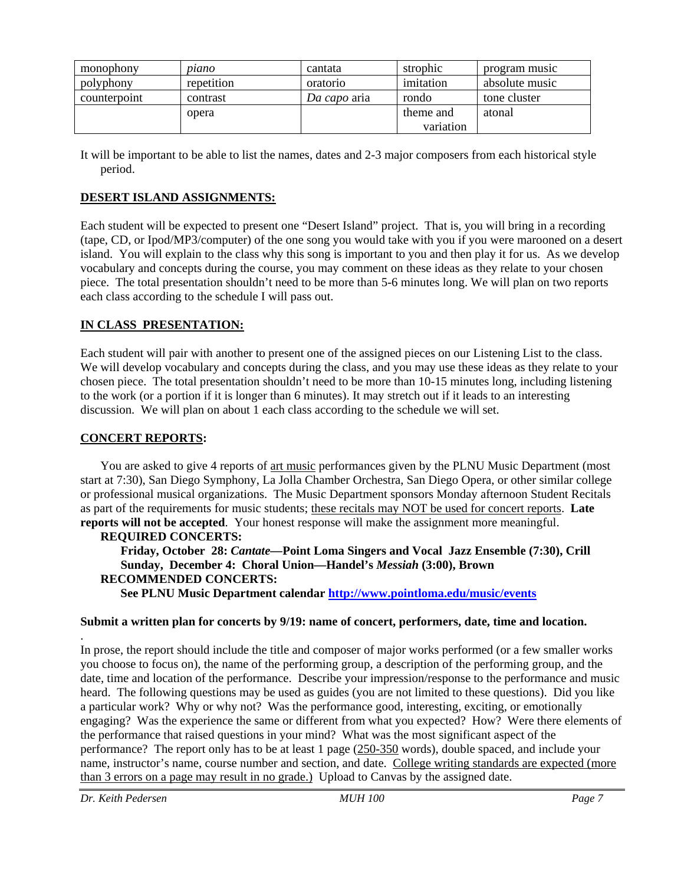| monophony | *piano* | cantata | strophic | program music |
|---|---|---|---|---|
| polyphony | repetition | oratorio | imitation | absolute music |
| counterpoint | contrast | *Da capo* aria | rondo | tone cluster |
| | opera | | theme and variation | atonal |

It will be important to be able to list the names, dates and 2-3 major composers from each historical style period.

**DESERT ISLAND ASSIGNMENTS:**

Each student will be expected to present one "Desert Island" project. That is, you will bring in a recording (tape, CD, or Ipod/MP3/computer) of the one song you would take with you if you were marooned on a desert island. You will explain to the class why this song is important to you and then play it for us. As we develop vocabulary and concepts during the course, you may comment on these ideas as they relate to your chosen piece. The total presentation shouldn't need to be more than 5-6 minutes long. We will plan on two reports each class according to the schedule I will pass out.

**IN CLASS PRESENTATION:**

Each student will pair with another to present one of the assigned pieces on our Listening List to the class. We will develop vocabulary and concepts during the class, and you may use these ideas as they relate to your chosen piece. The total presentation shouldn't need to be more than 10-15 minutes long, including listening to the work (or a portion if it is longer than 6 minutes). It may stretch out if it leads to an interesting discussion. We will plan on about 1 each class according to the schedule we will set.

**CONCERT REPORTS:**

You are asked to give 4 reports of art music performances given by the PLNU Music Department (most start at 7:30), San Diego Symphony, La Jolla Chamber Orchestra, San Diego Opera, or other similar college or professional musical organizations. The Music Department sponsors Monday afternoon Student Recitals as part of the requirements for music students; these recitals may NOT be used for concert reports. **Late reports will not be accepted**. Your honest response will make the assignment more meaningful.

**REQUIRED CONCERTS:**

**Friday, October 28: *Cantate*—Point Loma Singers and Vocal Jazz Ensemble (7:30), Crill**
**Sunday, December 4: Choral Union—Handel's *Messiah* (3:00), Brown**

**RECOMMENDED CONCERTS:**

**See PLNU Music Department calendar http://www.pointloma.edu/music/events**

**Submit a written plan for concerts by 9/19: name of concert, performers, date, time and location.**

In prose, the report should include the title and composer of major works performed (or a few smaller works you choose to focus on), the name of the performing group, a description of the performing group, and the date, time and location of the performance. Describe your impression/response to the performance and music heard. The following questions may be used as guides (you are not limited to these questions). Did you like a particular work? Why or why not? Was the performance good, interesting, exciting, or emotionally engaging? Was the experience the same or different from what you expected? How? Were there elements of the performance that raised questions in your mind? What was the most significant aspect of the performance? The report only has to be at least 1 page (250-350 words), double spaced, and include your name, instructor's name, course number and section, and date. College writing standards are expected (more than 3 errors on a page may result in no grade.) Upload to Canvas by the assigned date.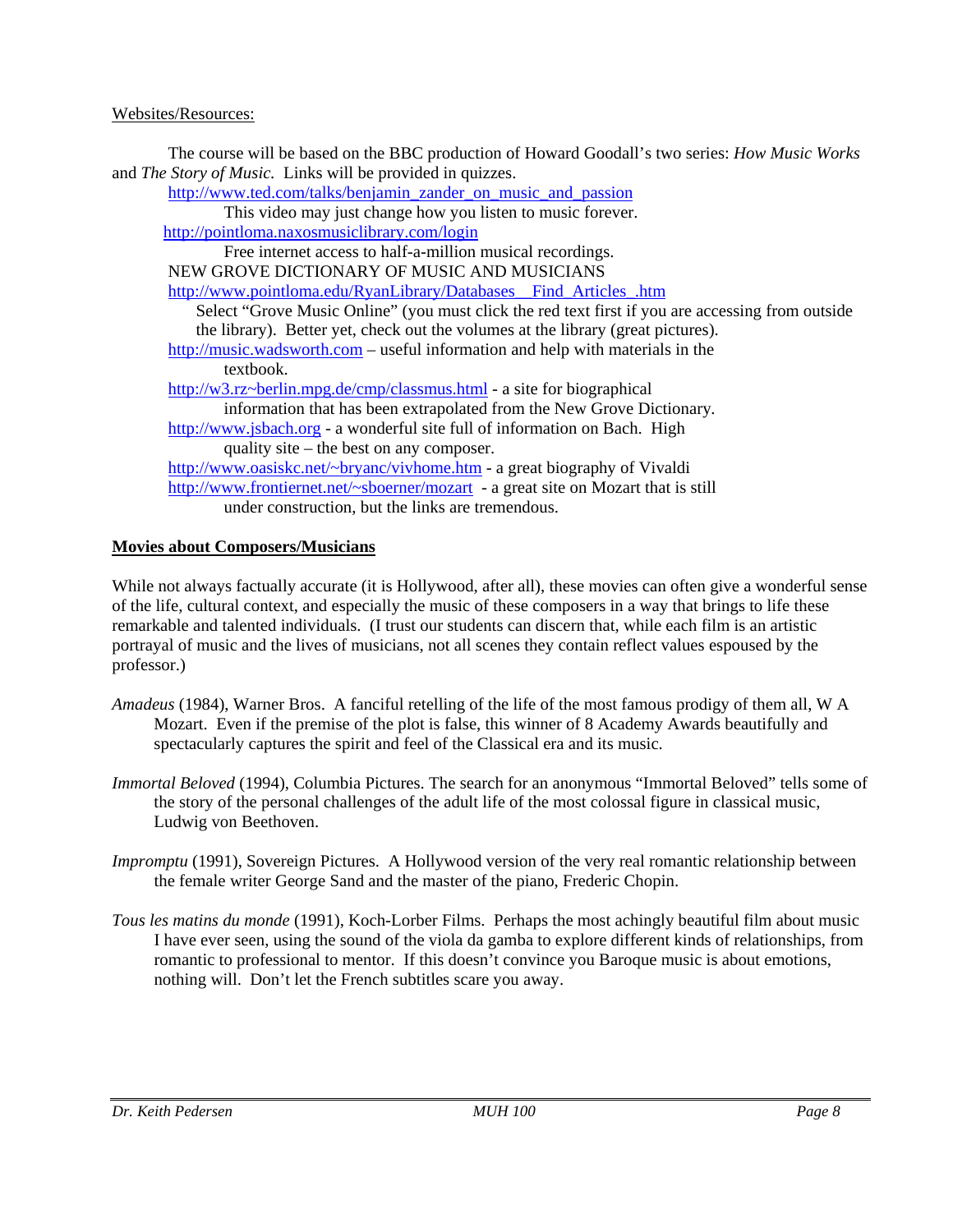Websites/Resources:

The course will be based on the BBC production of Howard Goodall's two series: *How Music Works* and *The Story of Music*. Links will be provided in quizzes.

http://www.ted.com/talks/benjamin_zander_on_music_and_passion
This video may just change how you listen to music forever.

http://pointloma.naxosmusiclibrary.com/login
Free internet access to half-a-million musical recordings.

NEW GROVE DICTIONARY OF MUSIC AND MUSICIANS
http://www.pointloma.edu/RyanLibrary/Databases__Find_Articles_.htm
Select "Grove Music Online" (you must click the red text first if you are accessing from outside the library). Better yet, check out the volumes at the library (great pictures).

http://music.wadsworth.com – useful information and help with materials in the textbook.

http://w3.rz~berlin.mpg.de/cmp/classmus.html - a site for biographical information that has been extrapolated from the New Grove Dictionary.

http://www.jsbach.org - a wonderful site full of information on Bach. High quality site – the best on any composer.

http://www.oasiskc.net/~bryanc/vivhome.htm - a great biography of Vivaldi

http://www.frontiernet.net/~sboerner/mozart - a great site on Mozart that is still under construction, but the links are tremendous.

**Movies about Composers/Musicians**

While not always factually accurate (it is Hollywood, after all), these movies can often give a wonderful sense of the life, cultural context, and especially the music of these composers in a way that brings to life these remarkable and talented individuals. (I trust our students can discern that, while each film is an artistic portrayal of music and the lives of musicians, not all scenes they contain reflect values espoused by the professor.)

*Amadeus* (1984), Warner Bros. A fanciful retelling of the life of the most famous prodigy of them all, W A Mozart. Even if the premise of the plot is false, this winner of 8 Academy Awards beautifully and spectacularly captures the spirit and feel of the Classical era and its music.

*Immortal Beloved* (1994), Columbia Pictures. The search for an anonymous "Immortal Beloved" tells some of the story of the personal challenges of the adult life of the most colossal figure in classical music, Ludwig von Beethoven.

*Impromptu* (1991), Sovereign Pictures. A Hollywood version of the very real romantic relationship between the female writer George Sand and the master of the piano, Frederic Chopin.

*Tous les matins du monde* (1991), Koch-Lorber Films. Perhaps the most achingly beautiful film about music I have ever seen, using the sound of the viola da gamba to explore different kinds of relationships, from romantic to professional to mentor. If this doesn't convince you Baroque music is about emotions, nothing will. Don't let the French subtitles scare you away.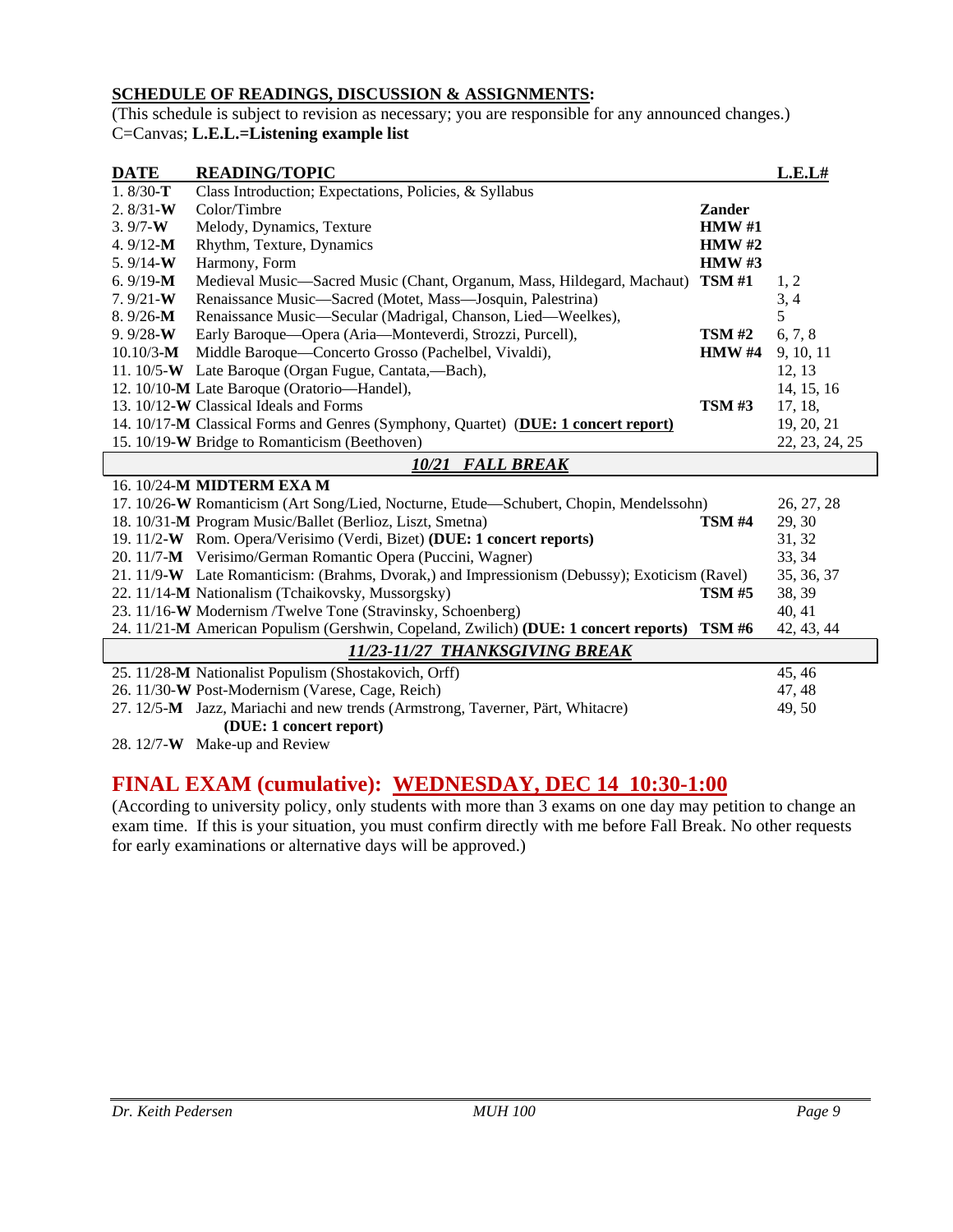**SCHEDULE OF READINGS, DISCUSSION & ASSIGNMENTS:**

(This schedule is subject to revision as necessary; you are responsible for any announced changes.)
C=Canvas; **L.E.L.=Listening example list**

| DATE | READING/TOPIC | | L.E.L# |
|---|---|---|---|
| 1. 8/30-**T** | Class Introduction; Expectations, Policies, & Syllabus | | |
| 2. 8/31-**W** | Color/Timbre | **Zander** | |
| 3. 9/7-**W** | Melody, Dynamics, Texture | **HMW #1** | |
| 4. 9/12-**M** | Rhythm, Texture, Dynamics | **HMW #2** | |
| 5. 9/14-**W** | Harmony, Form | **HMW #3** | |
| 6. 9/19-**M** | Medieval Music—Sacred Music (Chant, Organum, Mass, Hildegard, Machaut) | **TSM #1** | 1, 2 |
| 7. 9/21-**W** | Renaissance Music—Sacred (Motet, Mass—Josquin, Palestrina) | | 3, 4 |
| 8. 9/26-**M** | Renaissance Music—Secular (Madrigal, Chanson, Lied—Weelkes), | | 5 |
| 9. 9/28-**W** | Early Baroque—Opera (Aria—Monteverdi, Strozzi, Purcell), | **TSM #2** | 6, 7, 8 |
| 10.10/3-**M** | Middle Baroque—Concerto Grosso (Pachelbel, Vivaldi), | **HMW #4** | 9, 10, 11 |
| 11. 10/5-**W** | Late Baroque (Organ Fugue, Cantata,—Bach), | | 12, 13 |
| 12. 10/10-**M** | Late Baroque (Oratorio—Handel), | | 14, 15, 16 |
| 13. 10/12-**W** | Classical Ideals and Forms | **TSM #3** | 17, 18, |
| 14. 10/17-**M** | Classical Forms and Genres (Symphony, Quartet) (**DUE: 1 concert report**) | | 19, 20, 21 |
| 15. 10/19-**W** | Bridge to Romanticism (Beethoven) | | 22, 23, 24, 25 |
| | ***10/21 FALL BREAK*** | | |
| 16. 10/24-**M** | **MIDTERM EXA M** | | |
| 17. 10/26-**W** | Romanticism (Art Song/Lied, Nocturne, Etude—Schubert, Chopin, Mendelssohn) | | 26, 27, 28 |
| 18. 10/31-**M** | Program Music/Ballet (Berlioz, Liszt, Smetna) | **TSM #4** | 29, 30 |
| 19. 11/2-**W** | Rom. Opera/Verisimo (Verdi, Bizet) **(DUE: 1 concert reports)** | | 31, 32 |
| 20. 11/7-**M** | Verisimo/German Romantic Opera (Puccini, Wagner) | | 33, 34 |
| 21. 11/9-**W** | Late Romanticism: (Brahms, Dvorak,) and Impressionism (Debussy); Exoticism (Ravel) | | 35, 36, 37 |
| 22. 11/14-**M** | Nationalism (Tchaikovsky, Mussorgsky) | **TSM #5** | 38, 39 |
| 23. 11/16-**W** | Modernism /Twelve Tone (Stravinsky, Schoenberg) | | 40, 41 |
| 24. 11/21-**M** | American Populism (Gershwin, Copeland, Zwilich) **(DUE: 1 concert reports)** | **TSM #6** | 42, 43, 44 |
| | ***11/23-11/27 THANKSGIVING BREAK*** | | |
| 25. 11/28-**M** | Nationalist Populism (Shostakovich, Orff) | | 45, 46 |
| 26. 11/30-**W** | Post-Modernism (Varese, Cage, Reich) | | 47, 48 |
| 27. 12/5-**M** | Jazz, Mariachi and new trends (Armstrong, Taverner, Pärt, Whitacre) **(DUE: 1 concert report)** | | 49, 50 |
| 28. 12/7-**W** | Make-up and Review | | |

## FINAL EXAM (cumulative): WEDNESDAY, DEC 14 10:30-1:00

(According to university policy, only students with more than 3 exams on one day may petition to change an exam time. If this is your situation, you must confirm directly with me before Fall Break. No other requests for early examinations or alternative days will be approved.)